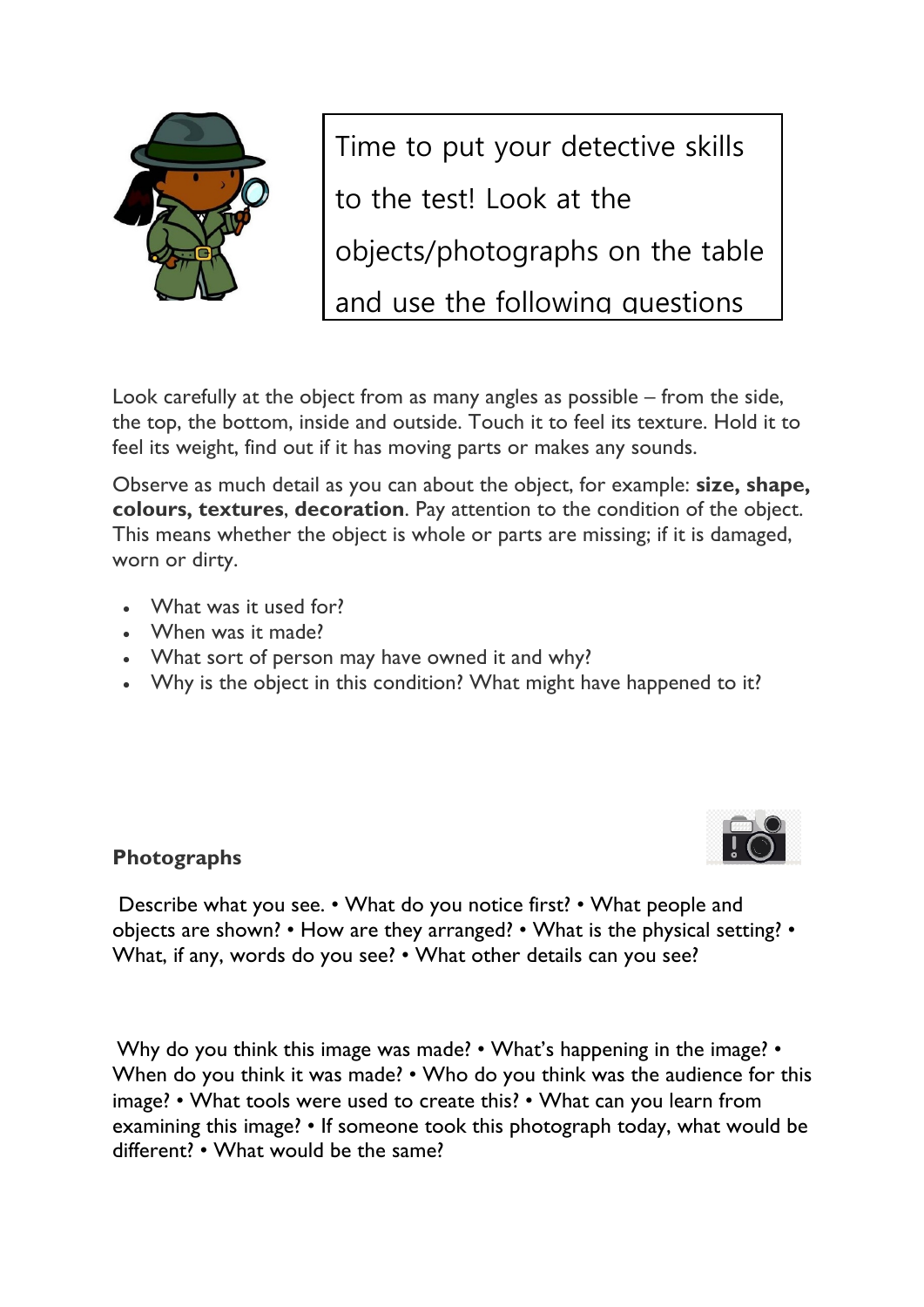Time to put your detective skills to the test! Look at the objects/photographs on the table and use the following questions

Look carefully at the object from as many angles as possible – from the side, the top, the bottom, inside and outside. Touch it to feel its texture. Hold it to feel its weight, find out if it has moving parts or makes any sounds.

Observe as much detail as you can about the object, for example: **size, shape, colours, textures**, **decoration**. Pay attention to the condition of the object. This means whether the object is whole or parts are missing; if it is damaged, worn or dirty.

- What was it used for?
- When was it made?
- What sort of person may have owned it and why?
- Why is the object in this condition? What might have happened to it?

**Photographs**

Describe what you see. • What do you notice first? • What people and objects are shown? • How are they arranged? • What is the physical setting? • What, if any, words do you see? • What other details can you see?

Why do you think this image was made? • What's happening in the image? • When do you think it was made? • Who do you think was the audience for this image? • What tools were used to create this? • What can you learn from examining this image? • If someone took this photograph today, what would be different? • What would be the same?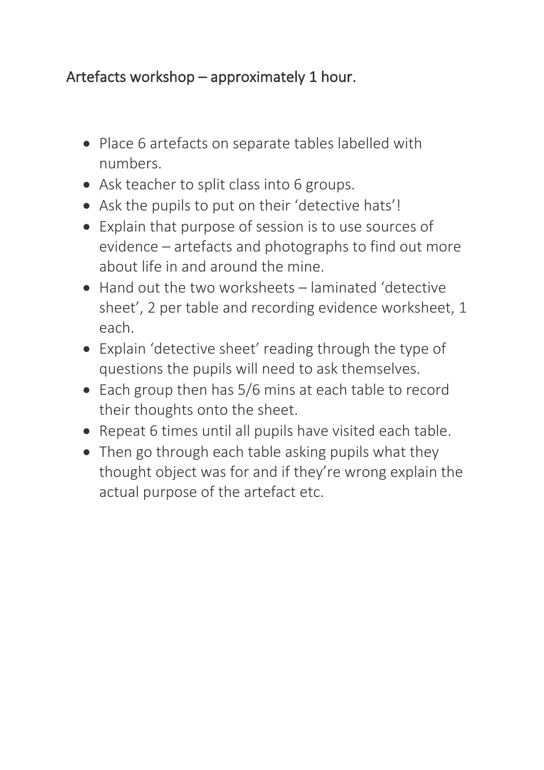## Artefacts workshop – approximately 1 hour.

- Place 6 artefacts on separate tables labelled with numbers.
- Ask teacher to split class into 6 groups.
- Ask the pupils to put on their 'detective hats'!
- Explain that purpose of session is to use sources of evidence – artefacts and photographs to find out more about life in and around the mine.
- Hand out the two worksheets – laminated 'detective sheet', 2 per table and recording evidence worksheet, 1 each.
- Explain 'detective sheet' reading through the type of questions the pupils will need to ask themselves.
- Each group then has 5/6 mins at each table to record their thoughts onto the sheet.
- Repeat 6 times until all pupils have visited each table.
- Then go through each table asking pupils what they thought object was for and if they're wrong explain the actual purpose of the artefact etc.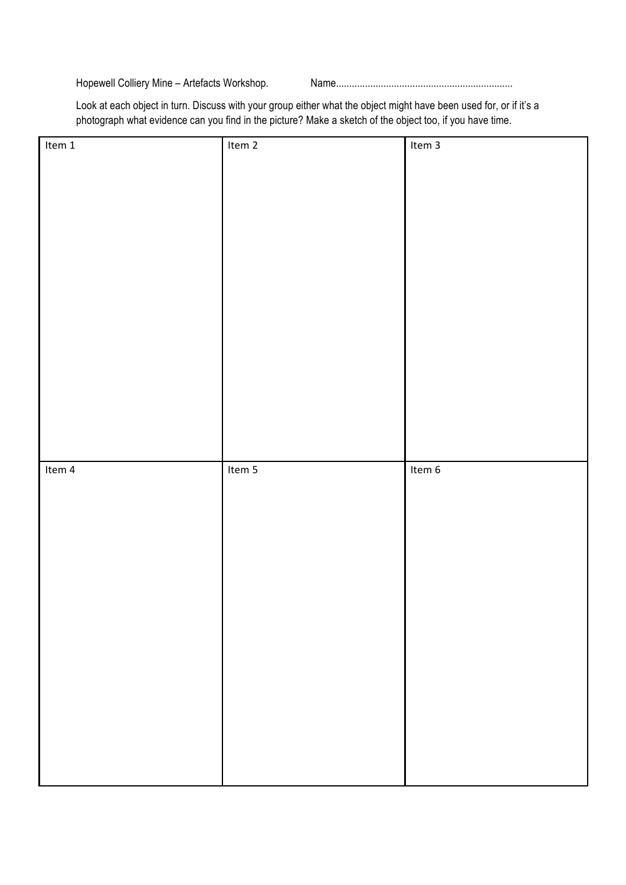Hopewell Colliery Mine – Artefacts Workshop. Name..................................................................

Look at each object in turn. Discuss with your group either what the object might have been used for, or if it's a photograph what evidence can you find in the picture? Make a sketch of the object too, if you have time.

| | | |
|---|---|---|
| Item 1 | Item 2 | Item 3 |
| Item 4 | Item 5 | Item 6 |